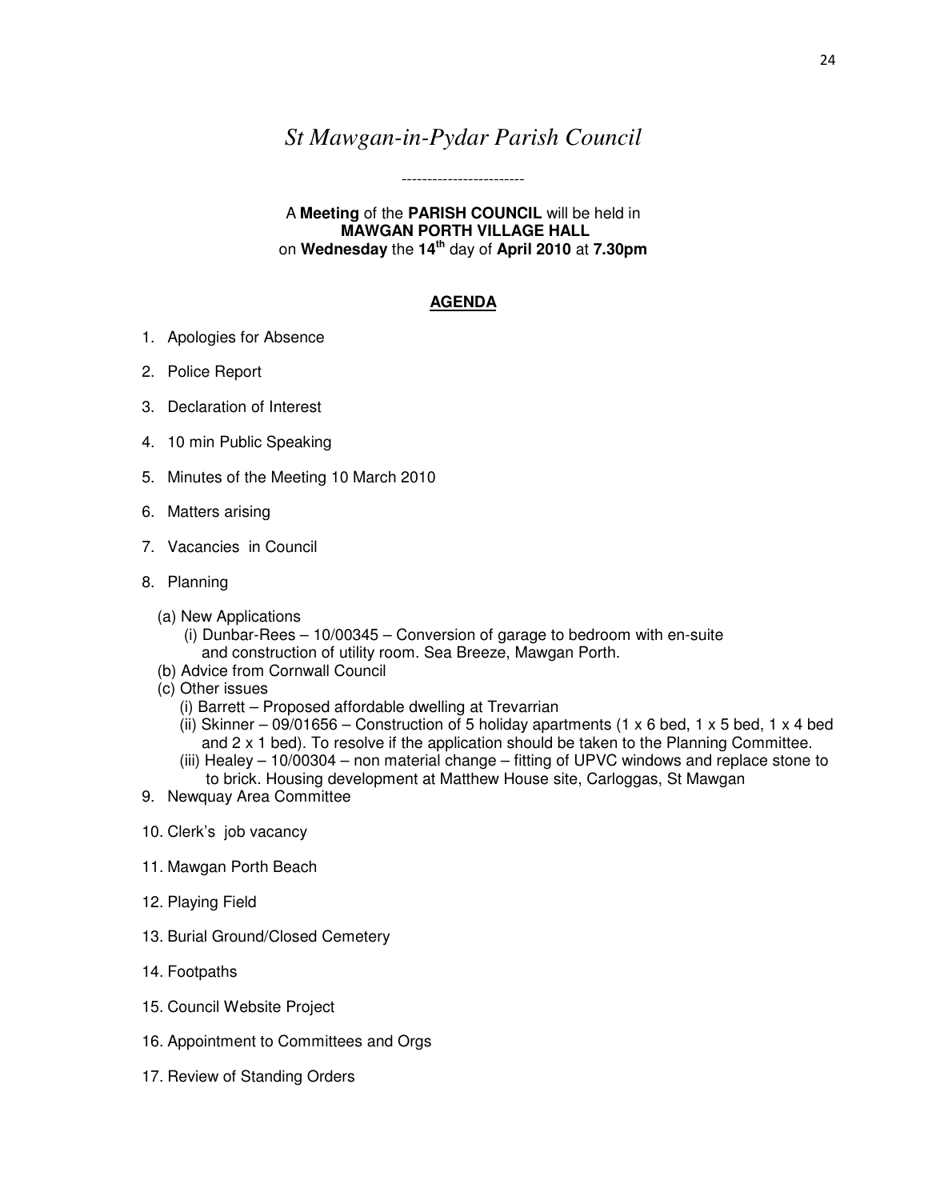# *St Mawgan-in-Pydar Parish Council*

------------------------

A **Meeting** of the **PARISH COUNCIL** will be held in **MAWGAN PORTH VILLAGE HALL** on **Wednesday** the **14th** day of **April 2010** at **7.30pm**

## AGENDA

1. Apologies for Absence
2. Police Report
3. Declaration of Interest
4. 10 min Public Speaking
5. Minutes of the Meeting 10 March 2010
6. Matters arising
7. Vacancies in Council
8. Planning
   (a) New Applications
      (i) Dunbar-Rees – 10/00345 – Conversion of garage to bedroom with en-suite and construction of utility room. Sea Breeze, Mawgan Porth.
   (b) Advice from Cornwall Council
   (c) Other issues
      (i) Barrett – Proposed affordable dwelling at Trevarrian
      (ii) Skinner – 09/01656 – Construction of 5 holiday apartments (1 x 6 bed, 1 x 5 bed, 1 x 4 bed and 2 x 1 bed). To resolve if the application should be taken to the Planning Committee.
      (iii) Healey – 10/00304 – non material change – fitting of UPVC windows and replace stone to to brick. Housing development at Matthew House site, Carloggas, St Mawgan
9. Newquay Area Committee
10. Clerk's job vacancy
11. Mawgan Porth Beach
12. Playing Field
13. Burial Ground/Closed Cemetery
14. Footpaths
15. Council Website Project
16. Appointment to Committees and Orgs
17. Review of Standing Orders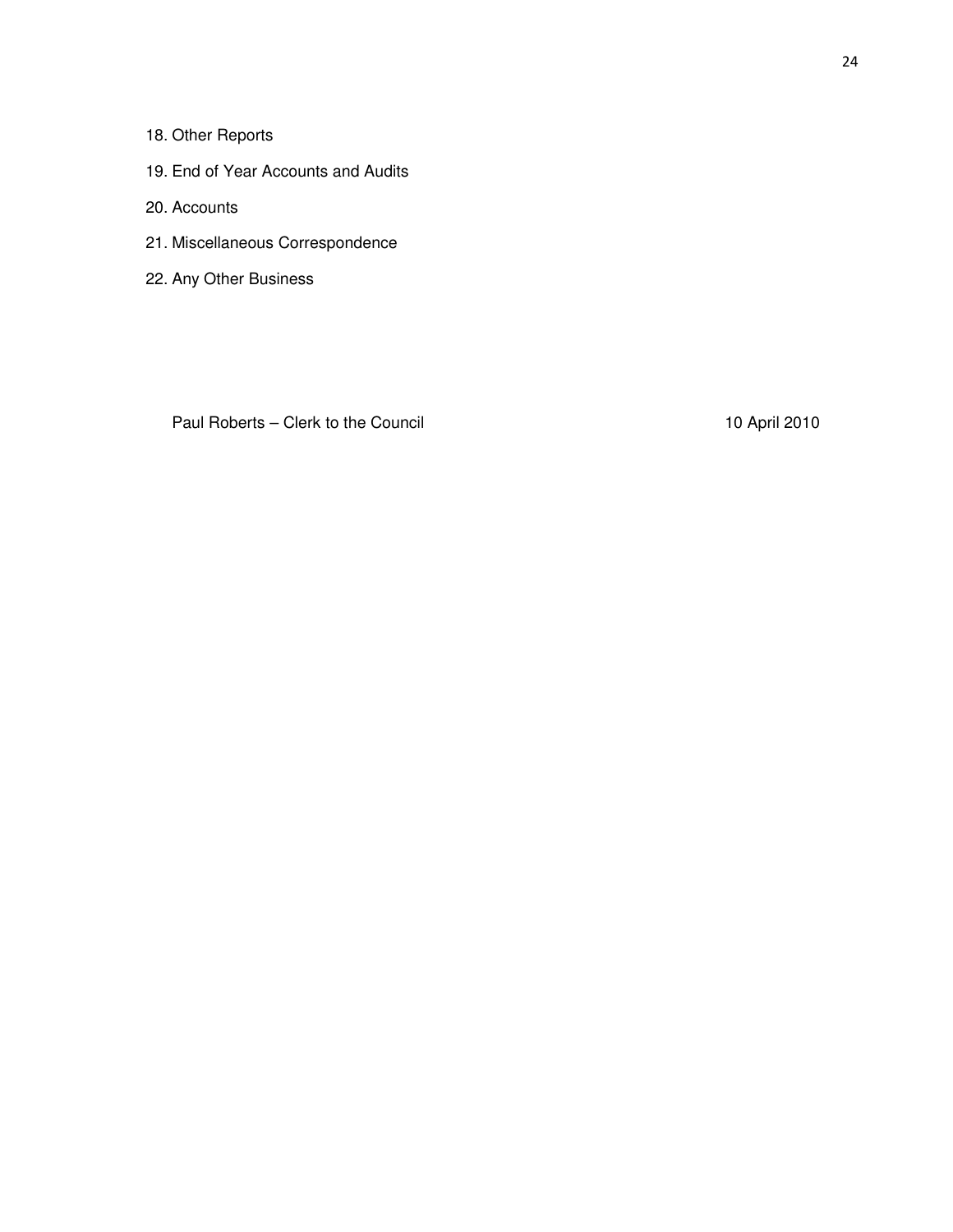18. Other Reports
19. End of Year Accounts and Audits
20. Accounts
21. Miscellaneous Correspondence
22. Any Other Business

Paul Roberts – Clerk to the Council 10 April 2010